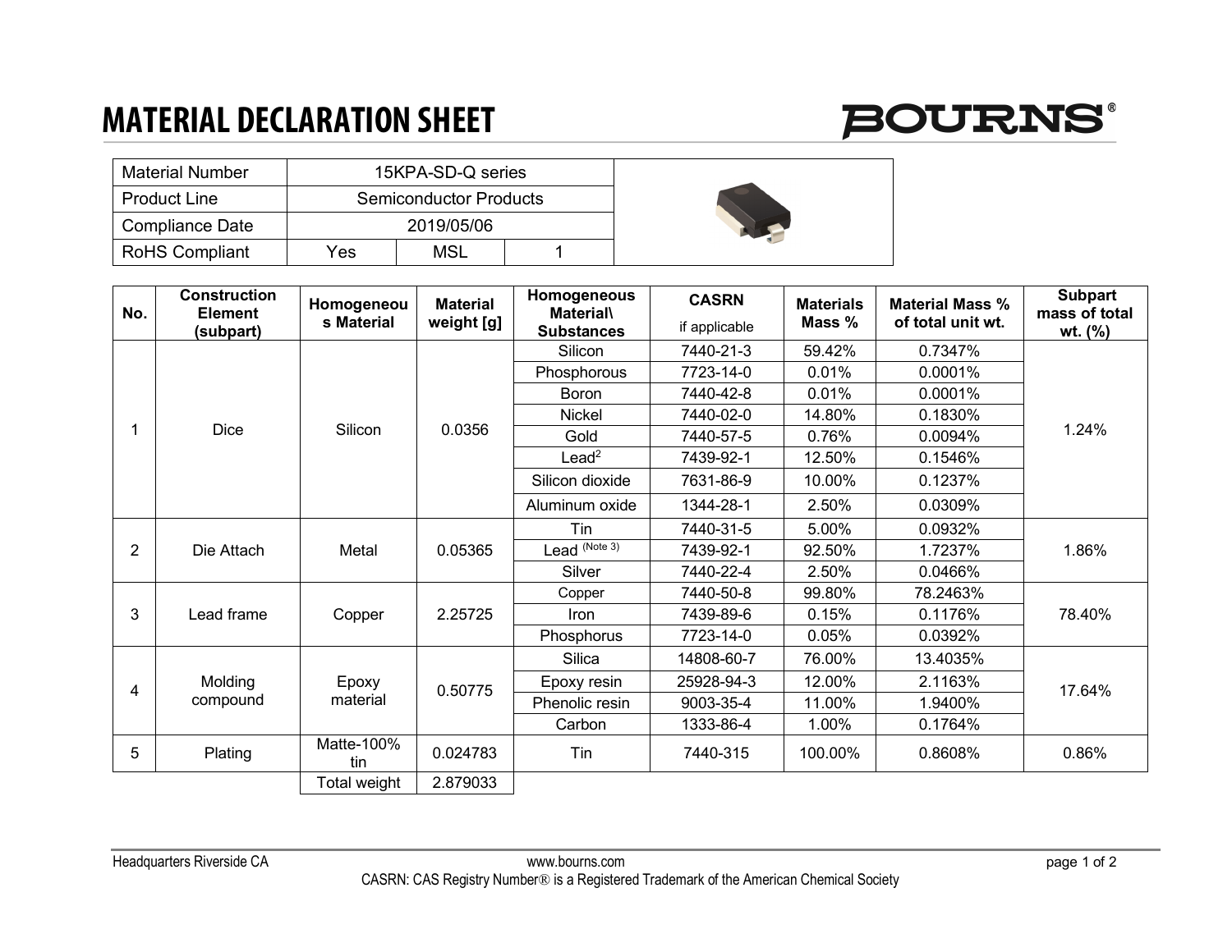# MATERIAL DECLARATION SHEET

BOURNS®

| Material Number | 15KPA-SD-Q series | | |
|---|---|---|---|
| Product Line | Semiconductor Products | | |
| Compliance Date | 2019/05/06 | | |
| RoHS Compliant | Yes | MSL | 1 |

| No. | Construction Element (subpart) | Homogeneous Material | Material weight [g] | Homogeneous Material\ Substances | CASRN if applicable | Materials Mass % | Material Mass % of total unit wt. | Subpart mass of total wt. (%) |
|---|---|---|---|---|---|---|---|---|
| 1 | Dice | Silicon | 0.0356 | Silicon | 7440-21-3 | 59.42% | 0.7347% | 1.24% |
| | | | | Phosphorous | 7723-14-0 | 0.01% | 0.0001% | |
| | | | | Boron | 7440-42-8 | 0.01% | 0.0001% | |
| | | | | Nickel | 7440-02-0 | 14.80% | 0.1830% | |
| | | | | Gold | 7440-57-5 | 0.76% | 0.0094% | |
| | | | | Lead[2] | 7439-92-1 | 12.50% | 0.1546% | |
| | | | | Silicon dioxide | 7631-86-9 | 10.00% | 0.1237% | |
| | | | | Aluminum oxide | 1344-28-1 | 2.50% | 0.0309% | |
| 2 | Die Attach | Metal | 0.05365 | Tin | 7440-31-5 | 5.00% | 0.0932% | 1.86% |
| | | | | Lead (Note 3) | 7439-92-1 | 92.50% | 1.7237% | |
| | | | | Silver | 7440-22-4 | 2.50% | 0.0466% | |
| 3 | Lead frame | Copper | 2.25725 | Copper | 7440-50-8 | 99.80% | 78.2463% | 78.40% |
| | | | | Iron | 7439-89-6 | 0.15% | 0.1176% | |
| | | | | Phosphorus | 7723-14-0 | 0.05% | 0.0392% | |
| 4 | Molding compound | Epoxy material | 0.50775 | Silica | 14808-60-7 | 76.00% | 13.4035% | 17.64% |
| | | | | Epoxy resin | 25928-94-3 | 12.00% | 2.1163% | |
| | | | | Phenolic resin | 9003-35-4 | 11.00% | 1.9400% | |
| | | | | Carbon | 1333-86-4 | 1.00% | 0.1764% | |
| 5 | Plating | Matte-100% tin | 0.024783 | Tin | 7440-315 | 100.00% | 0.8608% | 0.86% |
| | | Total weight | 2.879033 | | | | | |

Headquarters Riverside CA — www.bourns.com

CASRN: CAS Registry Number® is a Registered Trademark of the American Chemical Society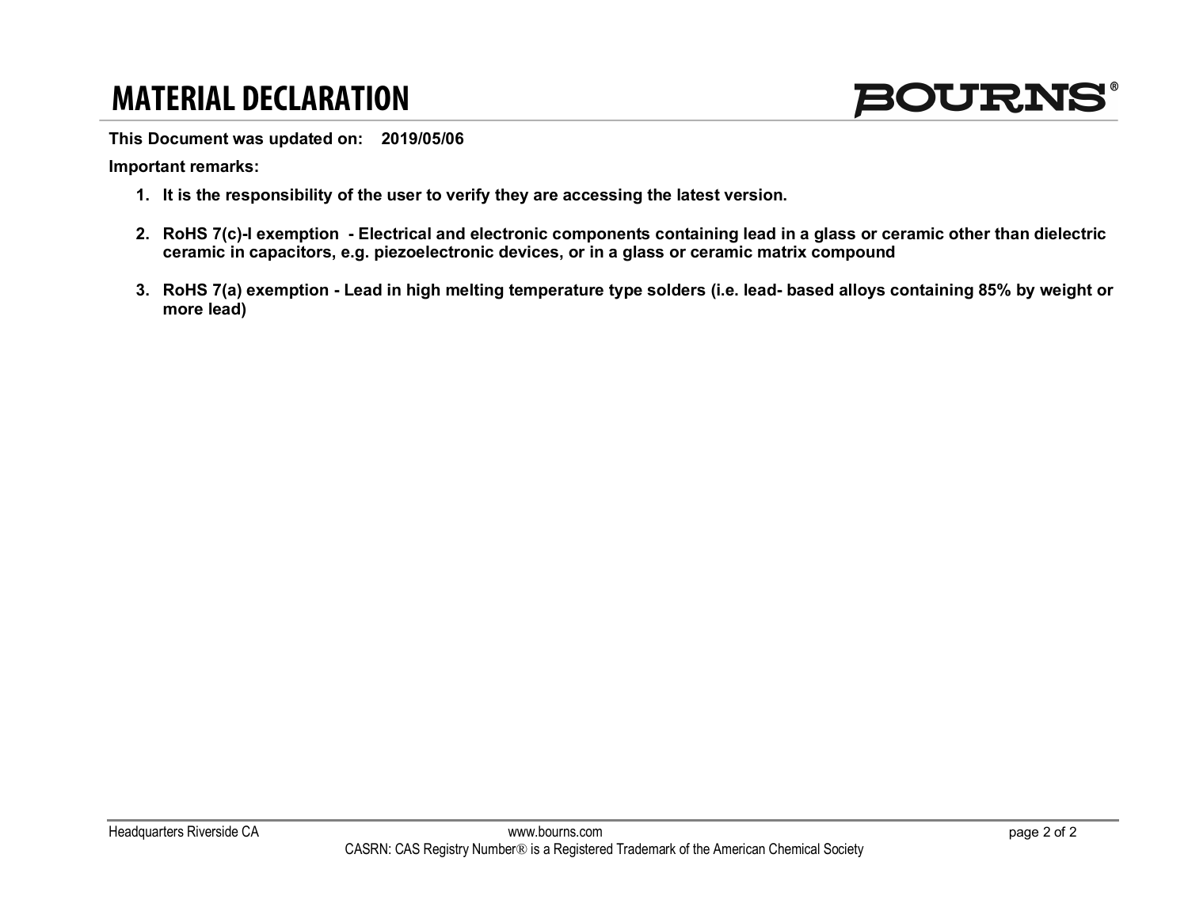# MATERIAL DECLARATION

**This Document was updated on: 2019/05/06**

**Important remarks:**

1. **It is the responsibility of the user to verify they are accessing the latest version.**
2. **RoHS 7(c)-I exemption - Electrical and electronic components containing lead in a glass or ceramic other than dielectric ceramic in capacitors, e.g. piezoelectronic devices, or in a glass or ceramic matrix compound**
3. **RoHS 7(a) exemption - Lead in high melting temperature type solders (i.e. lead- based alloys containing 85% by weight or more lead)**

CASRN: CAS Registry Number® is a Registered Trademark of the American Chemical Society